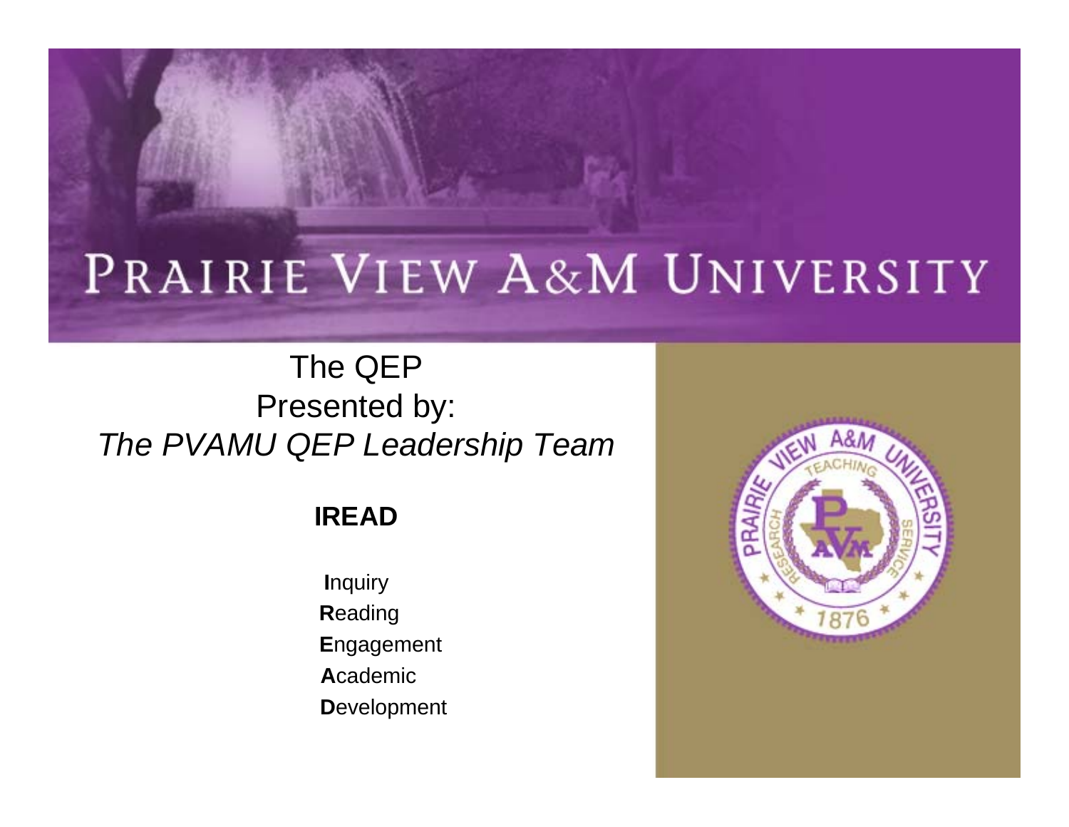# PRAIRIE VIEW A&M UNIVERSITY

The QEP
Presented by:
*The PVAMU QEP Leadership Team*

**IREAD**

**I**nquiry
**R**eading
**E**ngagement
**A**cademic
**D**evelopment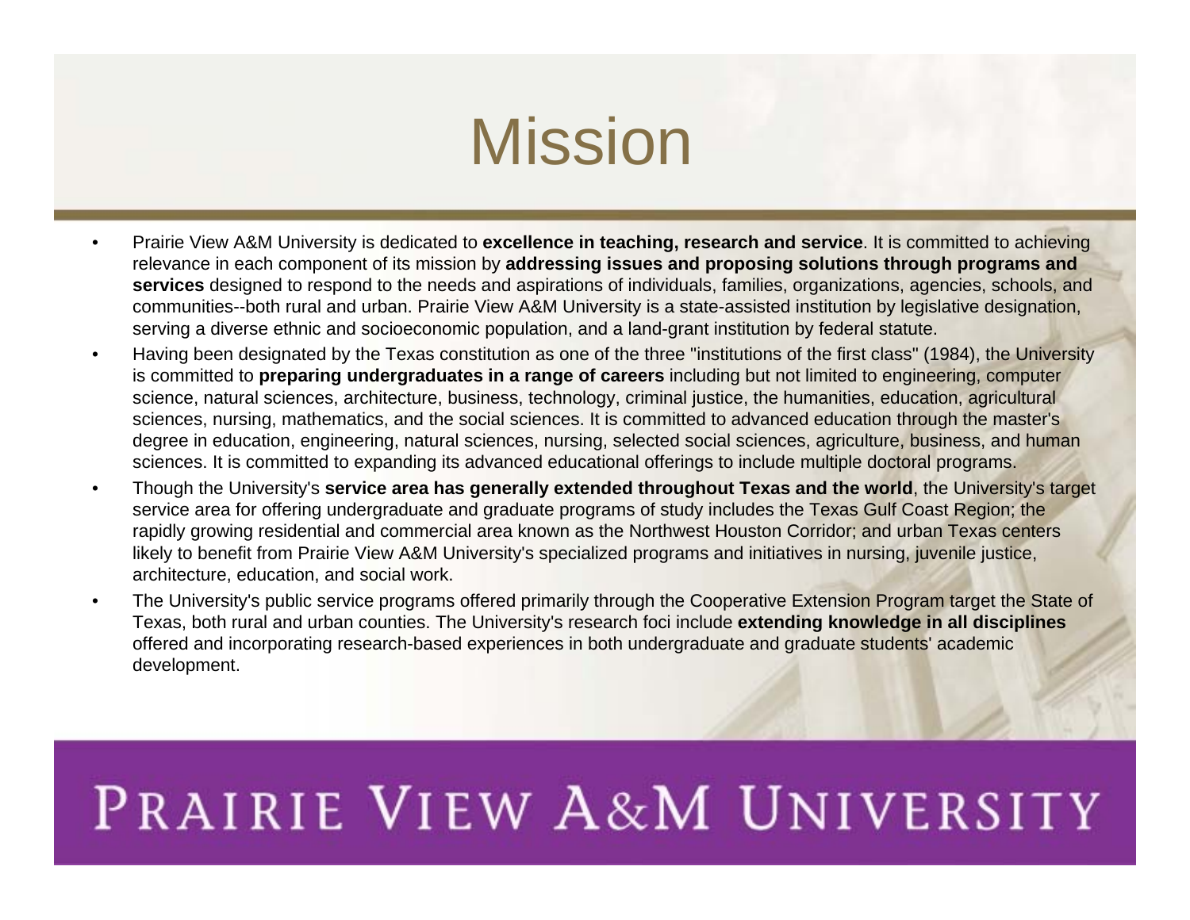# Mission

- Prairie View A&M University is dedicated to **excellence in teaching, research and service**. It is committed to achieving relevance in each component of its mission by **addressing issues and proposing solutions through programs and services** designed to respond to the needs and aspirations of individuals, families, organizations, agencies, schools, and communities--both rural and urban. Prairie View A&M University is a state-assisted institution by legislative designation, serving a diverse ethnic and socioeconomic population, and a land-grant institution by federal statute.
- Having been designated by the Texas constitution as one of the three "institutions of the first class" (1984), the University is committed to **preparing undergraduates in a range of careers** including but not limited to engineering, computer science, natural sciences, architecture, business, technology, criminal justice, the humanities, education, agricultural sciences, nursing, mathematics, and the social sciences. It is committed to advanced education through the master's degree in education, engineering, natural sciences, nursing, selected social sciences, agriculture, business, and human sciences. It is committed to expanding its advanced educational offerings to include multiple doctoral programs.
- Though the University's **service area has generally extended throughout Texas and the world**, the University's target service area for offering undergraduate and graduate programs of study includes the Texas Gulf Coast Region; the rapidly growing residential and commercial area known as the Northwest Houston Corridor; and urban Texas centers likely to benefit from Prairie View A&M University's specialized programs and initiatives in nursing, juvenile justice, architecture, education, and social work.
- The University's public service programs offered primarily through the Cooperative Extension Program target the State of Texas, both rural and urban counties. The University's research foci include **extending knowledge in all disciplines** offered and incorporating research-based experiences in both undergraduate and graduate students' academic development.

PRAIRIE VIEW A&M UNIVERSITY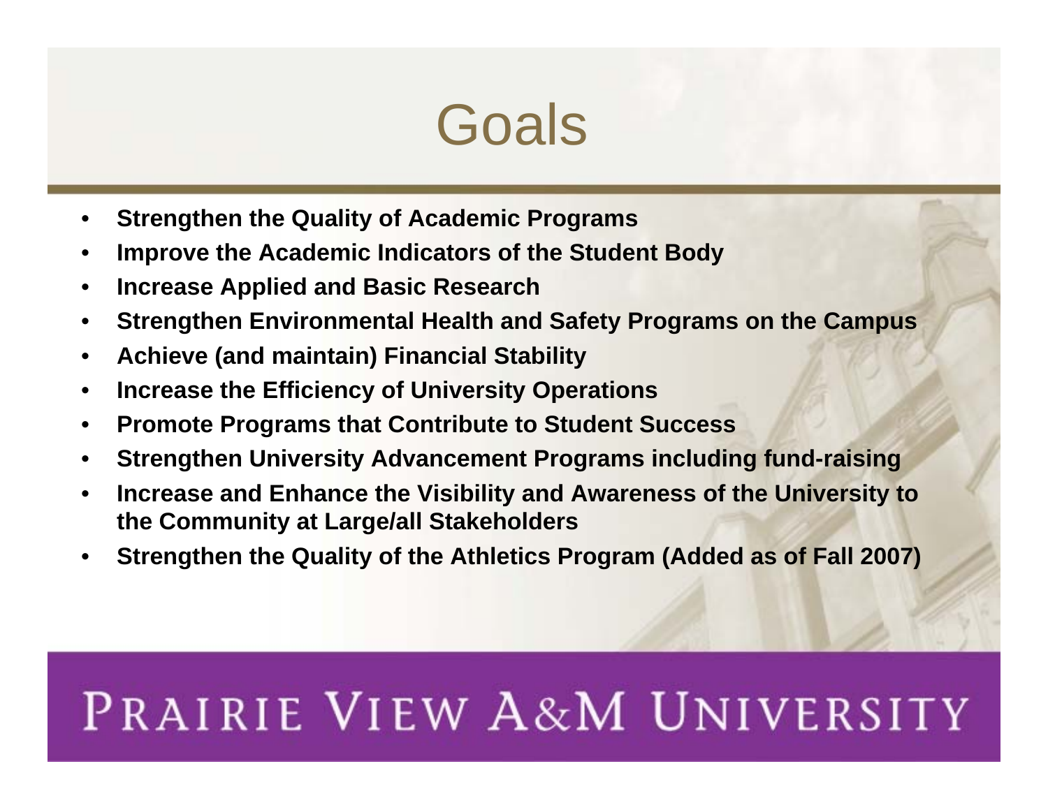# Goals

- **Strengthen the Quality of Academic Programs**
- **Improve the Academic Indicators of the Student Body**
- **Increase Applied and Basic Research**
- **Strengthen Environmental Health and Safety Programs on the Campus**
- **Achieve (and maintain) Financial Stability**
- **Increase the Efficiency of University Operations**
- **Promote Programs that Contribute to Student Success**
- **Strengthen University Advancement Programs including fund-raising**
- **Increase and Enhance the Visibility and Awareness of the University to the Community at Large/all Stakeholders**
- **Strengthen the Quality of the Athletics Program (Added as of Fall 2007)**

PRAIRIE VIEW A&M UNIVERSITY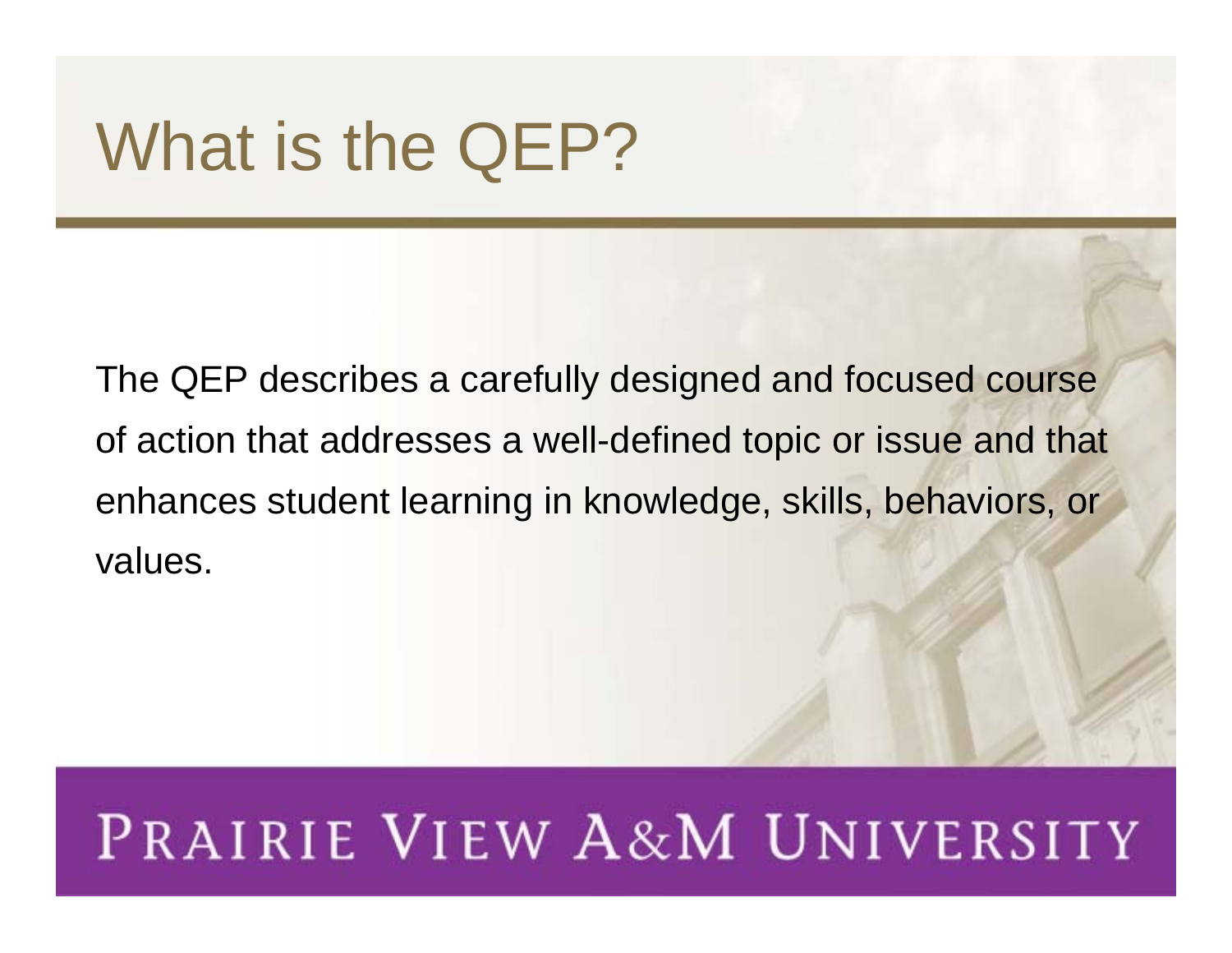# What is the QEP?

The QEP describes a carefully designed and focused course of action that addresses a well-defined topic or issue and that enhances student learning in knowledge, skills, behaviors, or values.

PRAIRIE VIEW A&M UNIVERSITY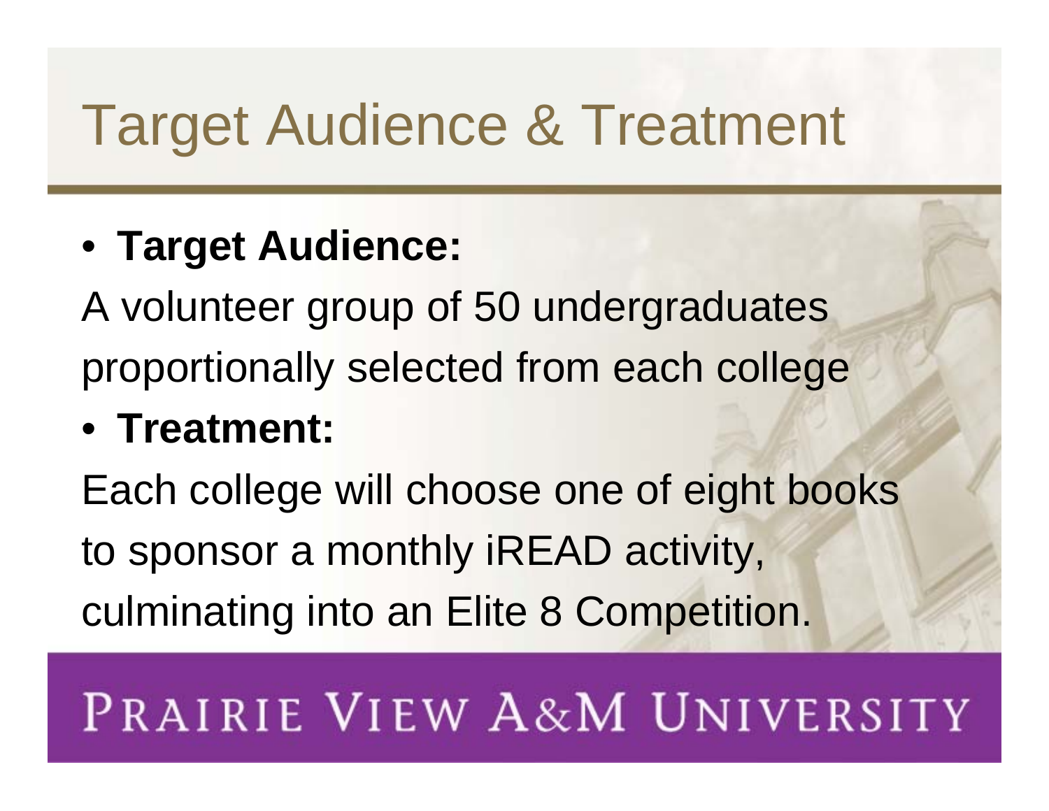# Target Audience & Treatment

- **Target Audience:**

A volunteer group of 50 undergraduates proportionally selected from each college

- **Treatment:**

Each college will choose one of eight books to sponsor a monthly iREAD activity, culminating into an Elite 8 Competition.

PRAIRIE VIEW A&M UNIVERSITY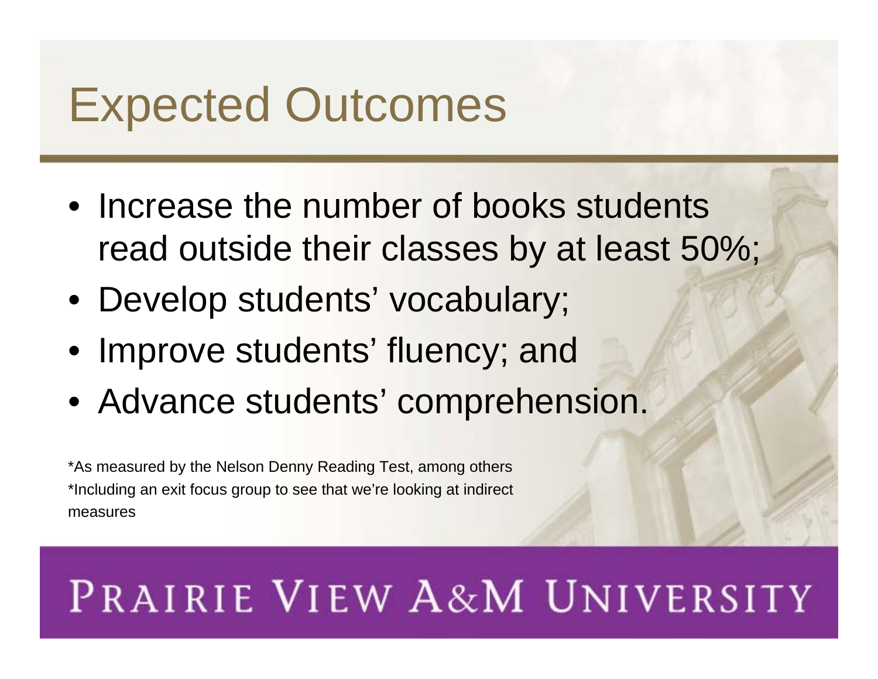# Expected Outcomes

- Increase the number of books students read outside their classes by at least 50%;
- Develop students' vocabulary;
- Improve students' fluency; and
- Advance students' comprehension.

*As measured by the Nelson Denny Reading Test, among others
*Including an exit focus group to see that we're looking at indirect measures

PRAIRIE VIEW A&M UNIVERSITY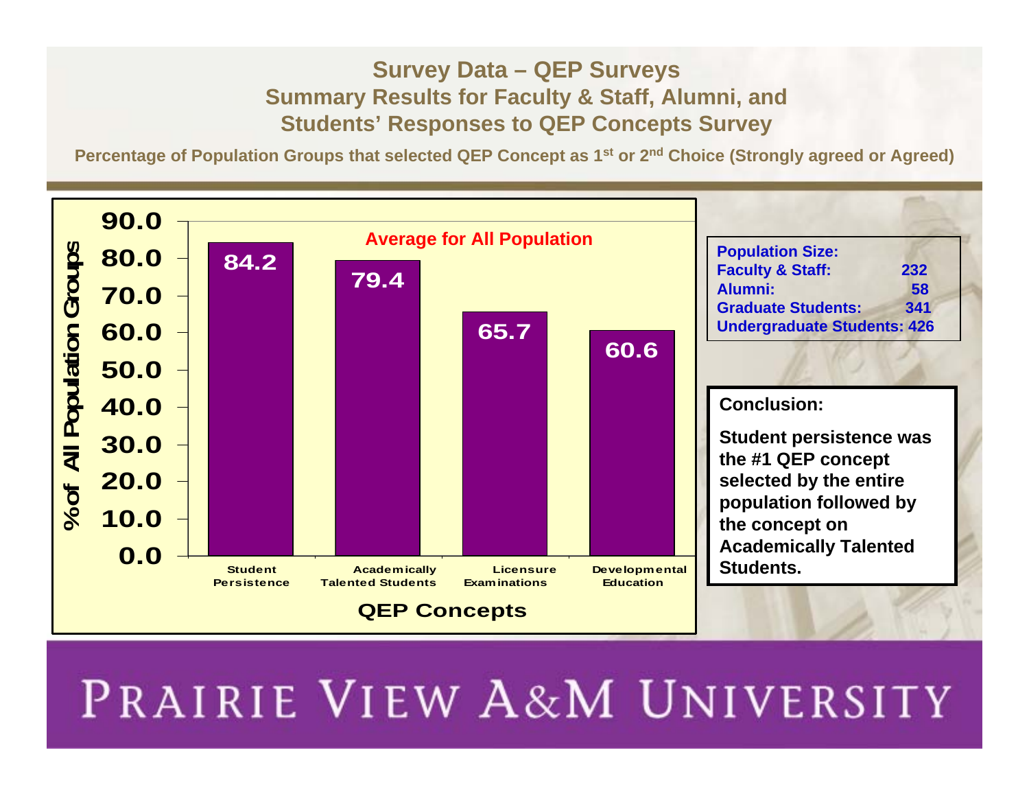# Survey Data – QEP Surveys
## Summary Results for Faculty & Staff, Alumni, and Students' Responses to QEP Concepts Survey

**Percentage of Population Groups that selected QEP Concept as 1st or 2nd Choice (Strongly agreed or Agreed)**

**Average for All Population**

| QEP Concepts | % of All Population Groups |
| --- | --- |
| Student Persistence | 84.2 |
| Academically Talented Students | 79.4 |
| Licensure Examinations | 65.7 |
| Developmental Education | 60.6 |

**Population Size:**

| | |
| --- | --- |
| Faculty & Staff: | 232 |
| Alumni: | 58 |
| Graduate Students: | 341 |
| Undergraduate Students: | 426 |

**Conclusion:**

**Student persistence was the #1 QEP concept selected by the entire population followed by the concept on Academically Talented Students.**

PRAIRIE VIEW A&M UNIVERSITY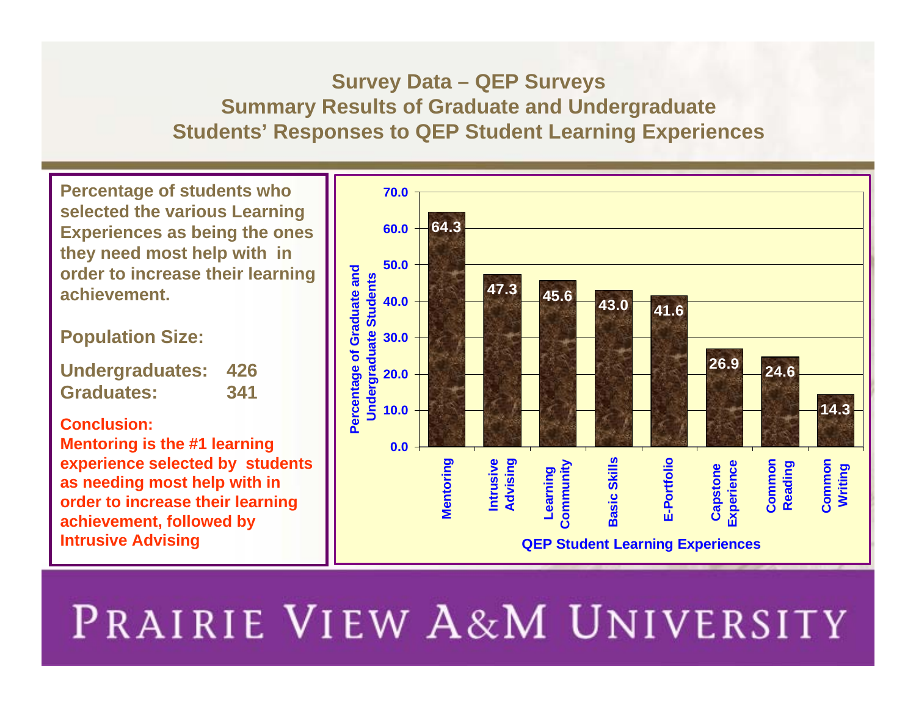## Survey Data – QEP Surveys
## Summary Results of Graduate and Undergraduate Students' Responses to QEP Student Learning Experiences

**Percentage of students who selected the various Learning Experiences as being the ones they need most help with in order to increase their learning achievement.**

**Population Size:**

| | |
|---|---|
| **Undergraduates:** | **426** |
| **Graduates:** | **341** |

**Conclusion:**
**Mentoring is the #1 learning experience selected by students as needing most help with in order to increase their learning achievement, followed by Intrusive Advising**

| QEP Student Learning Experiences | Percentage of Graduate and Undergraduate Students |
|---|---|
| Mentoring | 64.3 |
| Intrusive Advising | 47.3 |
| Learning Community | 45.6 |
| Basic Skills | 43.0 |
| E-Portfolio | 41.6 |
| Capstone Experience | 26.9 |
| Common Reading | 24.6 |
| Common Writing | 14.3 |

PRAIRIE VIEW A&M UNIVERSITY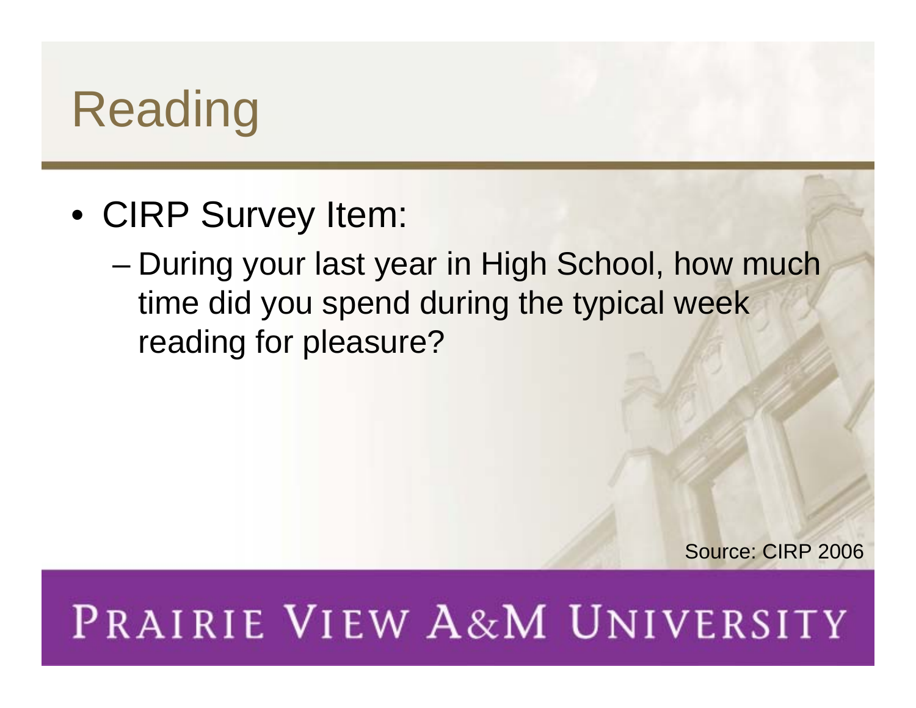# Reading

- CIRP Survey Item:
  - During your last year in High School, how much time did you spend during the typical week reading for pleasure?

Source: CIRP 2006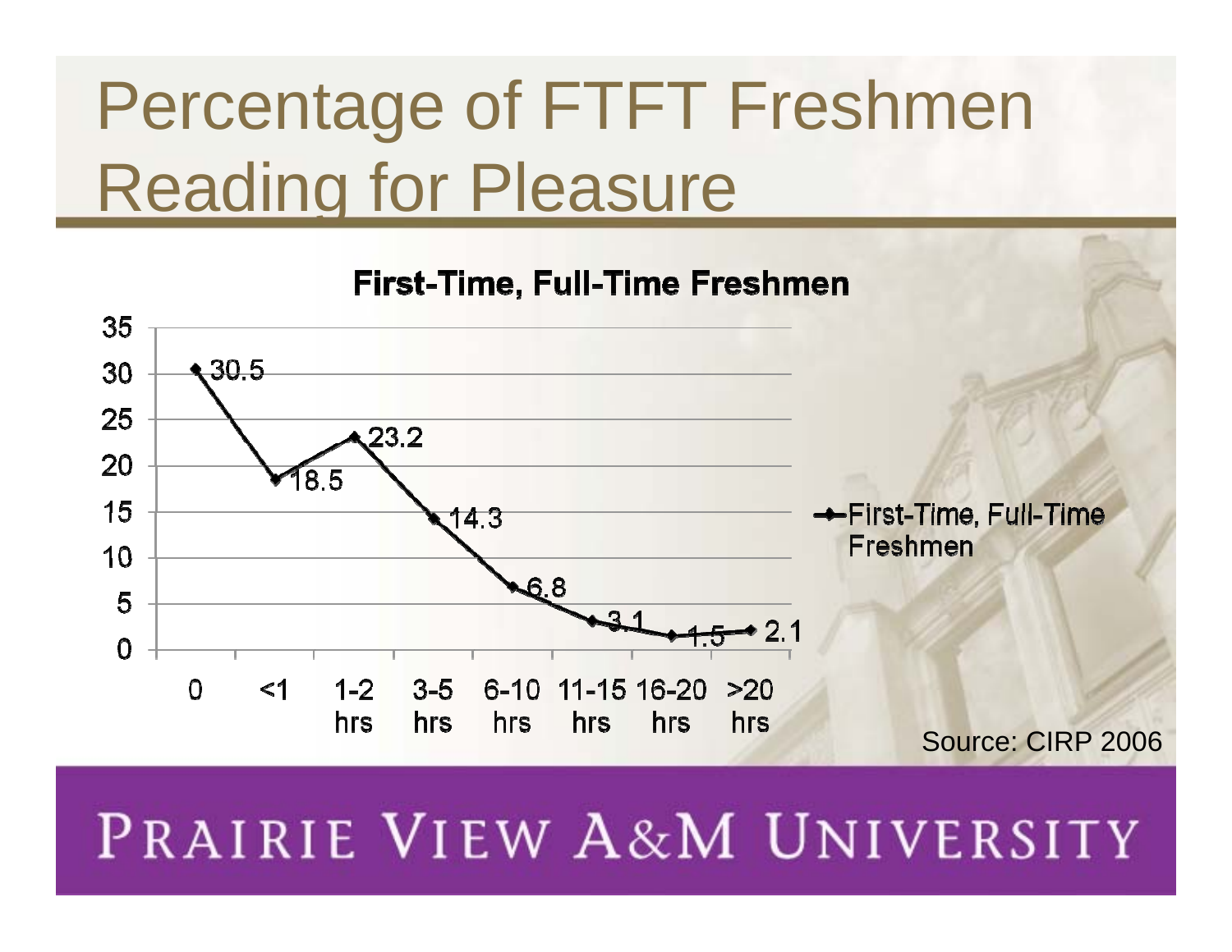# Percentage of FTFT Freshmen Reading for Pleasure

**First-Time, Full-Time Freshmen**

| Hours | First-Time, Full-Time Freshmen |
| --- | --- |
| 0 | 30.5 |
| <1 | 18.5 |
| 1-2 hrs | 23.2 |
| 3-5 hrs | 14.3 |
| 6-10 hrs | 6.8 |
| 11-15 hrs | 3.1 |
| 16-20 hrs | 1.5 |
| >20 hrs | 2.1 |

Source: CIRP 2006

PRAIRIE VIEW A&M UNIVERSITY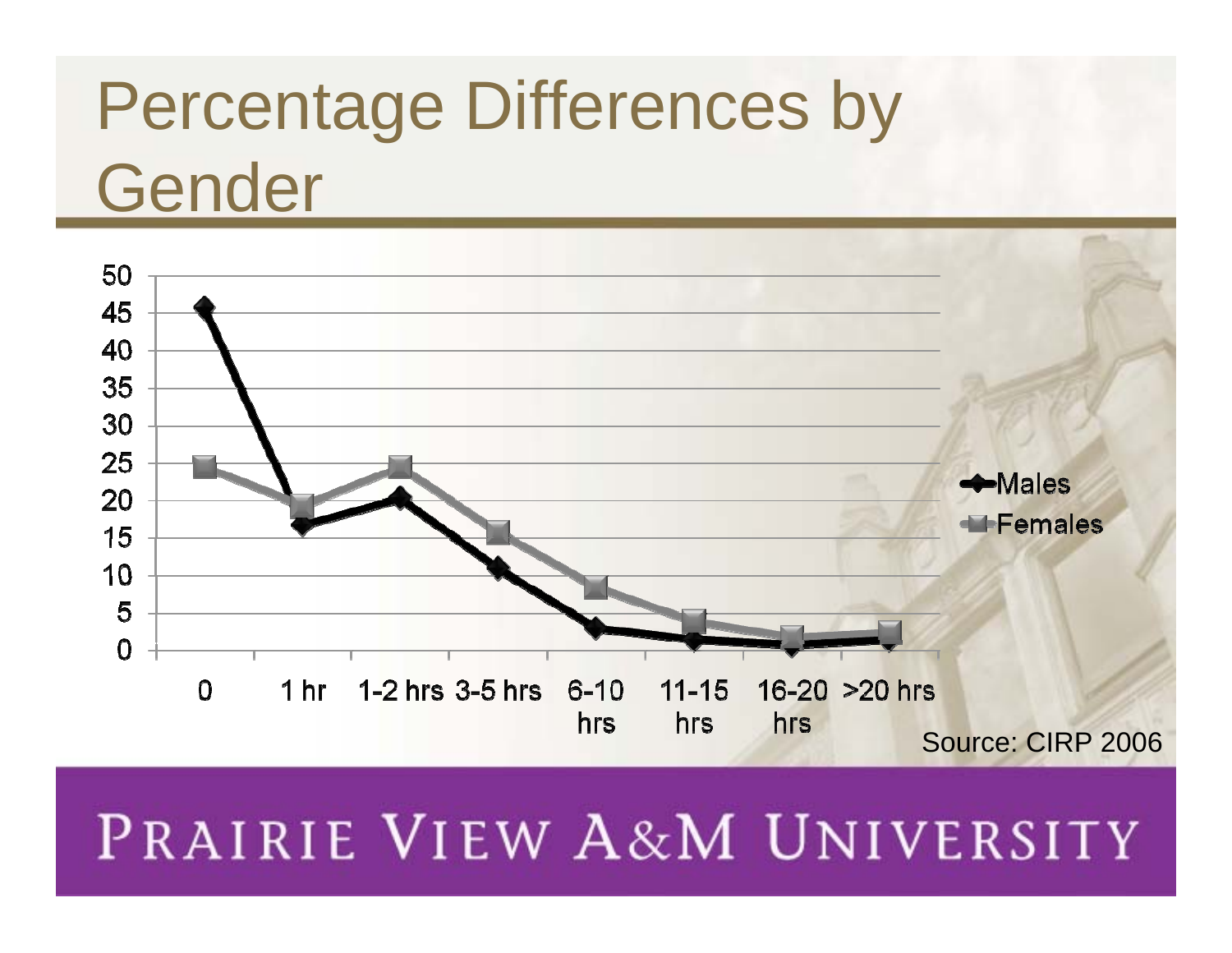# Percentage Differences by Gender

| | 0 | 1 hr | 1-2 hrs | 3-5 hrs | 6-10 hrs | 11-15 hrs | 16-20 hrs | >20 hrs |
|---|---|---|---|---|---|---|---|---|
| Males | 46 | 17 | 20 | 11 | 3 | 1.5 | 0.5 | 1.5 |
| Females | 24.5 | 19 | 24.5 | 16 | 8.5 | 4 | 1.5 | 2.5 |

*Values estimated from line chart (y-axis 0–50).*

Source: CIRP 2006

PRAIRIE VIEW A&M UNIVERSITY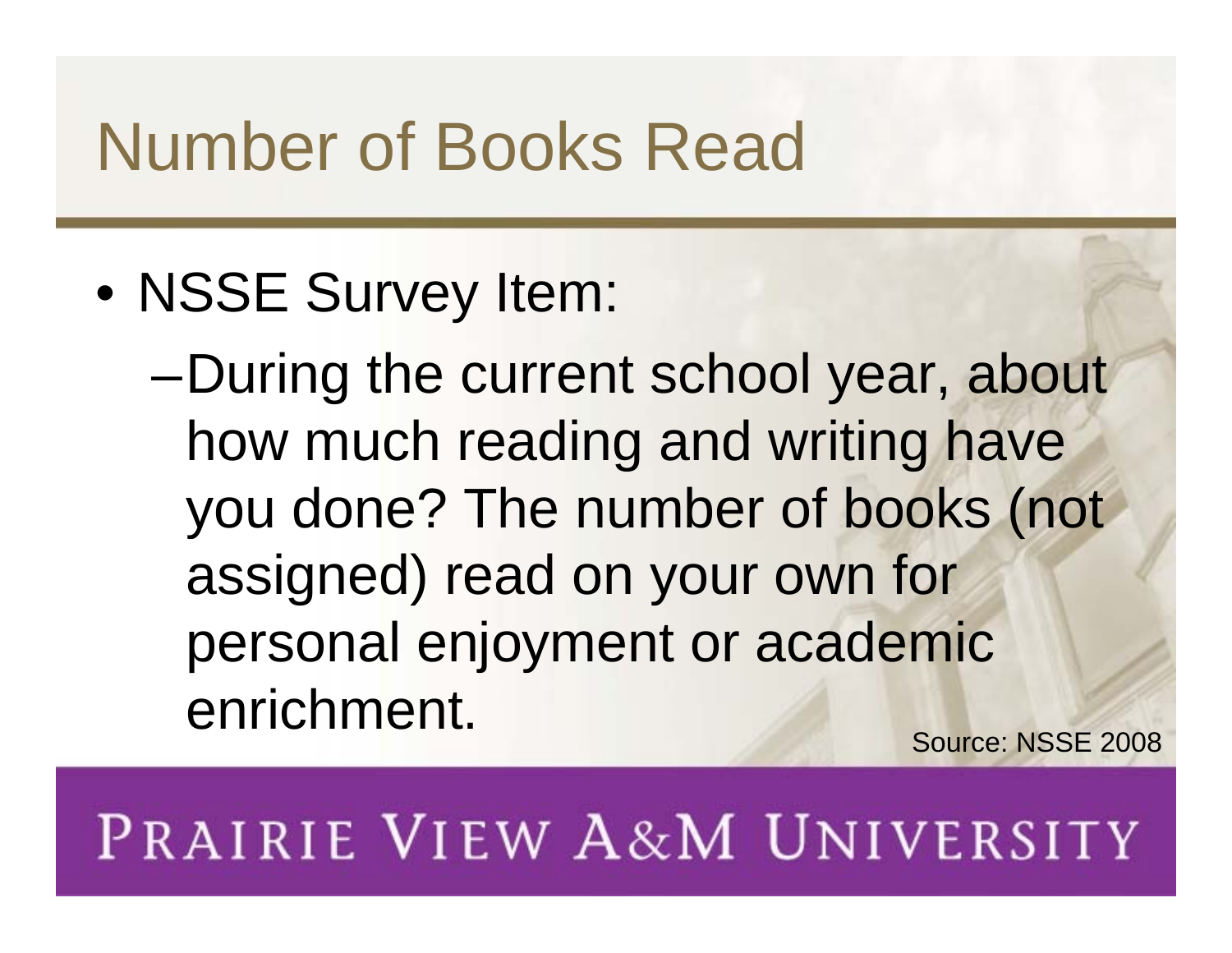# Number of Books Read

- NSSE Survey Item:
  - During the current school year, about how much reading and writing have you done? The number of books (not assigned) read on your own for personal enjoyment or academic enrichment.

Source: NSSE 2008

PRAIRIE VIEW A&M UNIVERSITY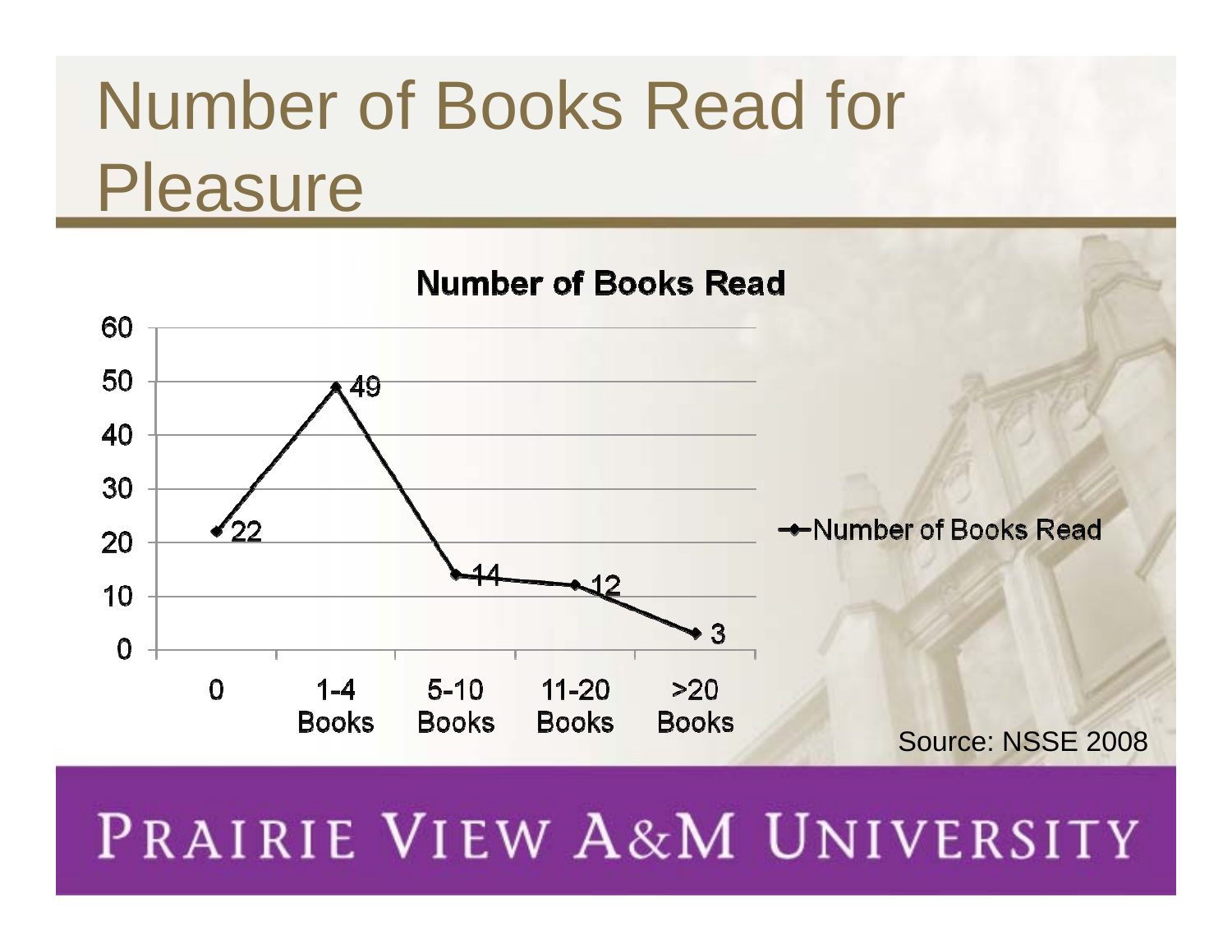# Number of Books Read for Pleasure

**Number of Books Read**

| Number of Books Read | |
|---|---|
| 0 | 22 |
| 1-4 Books | 49 |
| 5-10 Books | 14 |
| 11-20 Books | 12 |
| >20 Books | 3 |

Source: NSSE 2008

PRAIRIE VIEW A&M UNIVERSITY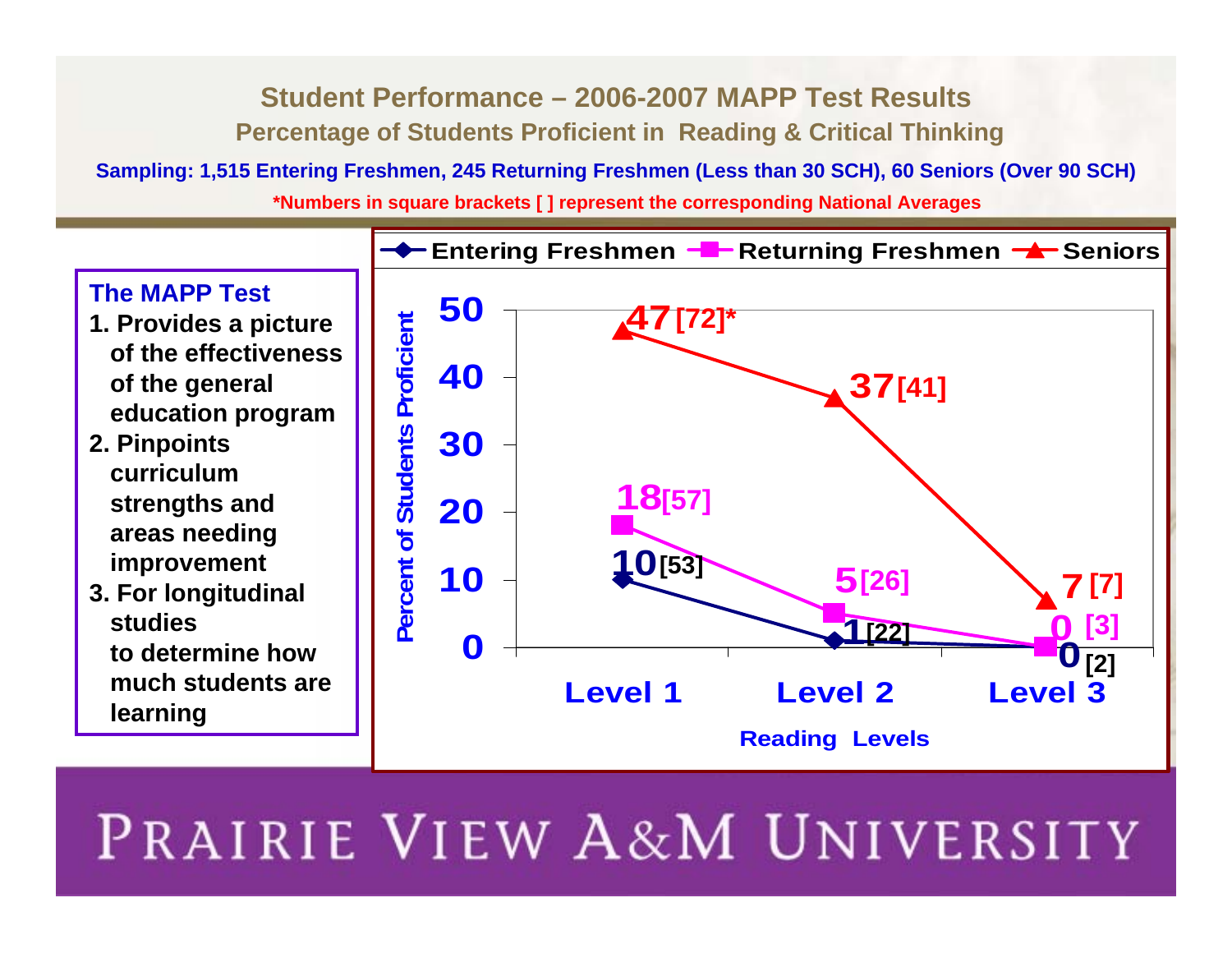## Student Performance – 2006-2007 MAPP Test Results

### Percentage of Students Proficient in Reading & Critical Thinking

**Sampling: 1,515 Entering Freshmen, 245 Returning Freshmen (Less than 30 SCH), 60 Seniors (Over 90 SCH)**

**\*Numbers in square brackets [ ] represent the corresponding National Averages**

**The MAPP Test**

1. Provides a picture of the effectiveness of the general education program
2. Pinpoints curriculum strengths and areas needing improvement
3. For longitudinal studies to determine how much students are learning

Entering Freshmen
Returning Freshmen
Seniors

Percent of Students Proficient

50
40
30
20
10
0

47 [72]*
37 [41]
7 [7]
18 [57]
5 [26]
0 [3]
10 [53]
1 [22]
0 [2]

Level 1
Level 2
Level 3

Reading Levels

PRAIRIE VIEW A&M UNIVERSITY